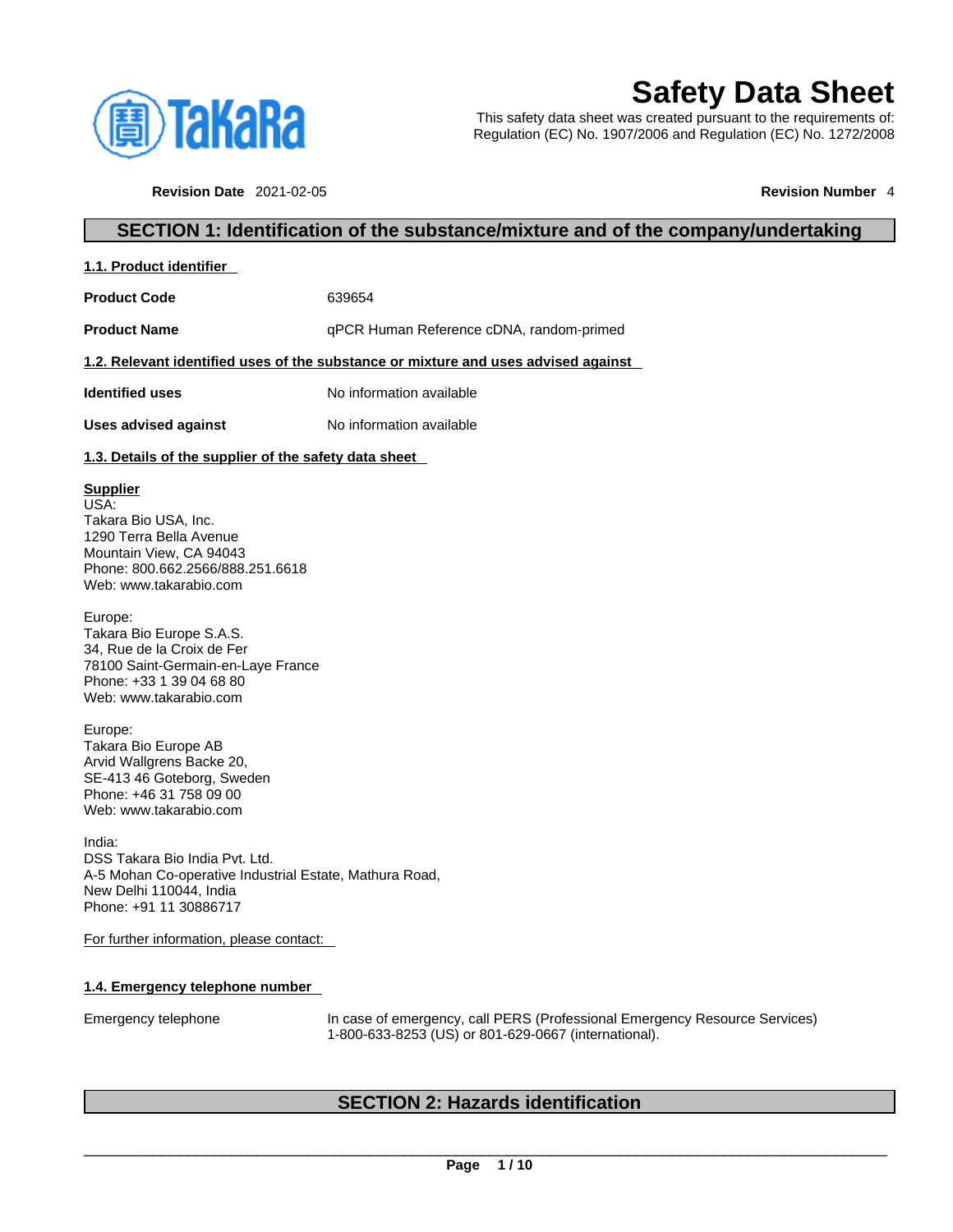# Safety Data Sheet

This safety data sheet was created pursuant to the requirements of:
Regulation (EC) No. 1907/2006 and Regulation (EC) No. 1272/2008

**Revision Date** 2021-02-05 **Revision Number** 4

## SECTION 1: Identification of the substance/mixture and of the company/undertaking

### 1.1. Product identifier

**Product Code** 639654

**Product Name** qPCR Human Reference cDNA, random-primed

### 1.2. Relevant identified uses of the substance or mixture and uses advised against

**Identified uses** No information available

**Uses advised against** No information available

### 1.3. Details of the supplier of the safety data sheet

**Supplier**
USA:
Takara Bio USA, Inc.
1290 Terra Bella Avenue
Mountain View, CA 94043
Phone: 800.662.2566/888.251.6618
Web: www.takarabio.com

Europe:
Takara Bio Europe S.A.S.
34, Rue de la Croix de Fer
78100 Saint-Germain-en-Laye France
Phone: +33 1 39 04 68 80
Web: www.takarabio.com

Europe:
Takara Bio Europe AB
Arvid Wallgrens Backe 20,
SE-413 46 Goteborg, Sweden
Phone: +46 31 758 09 00
Web: www.takarabio.com

India:
DSS Takara Bio India Pvt. Ltd.
A-5 Mohan Co-operative Industrial Estate, Mathura Road,
New Delhi 110044, India
Phone: +91 11 30886717

For further information, please contact:

### 1.4. Emergency telephone number

Emergency telephone In case of emergency, call PERS (Professional Emergency Resource Services) 1-800-633-8253 (US) or 801-629-0667 (international).

## SECTION 2: Hazards identification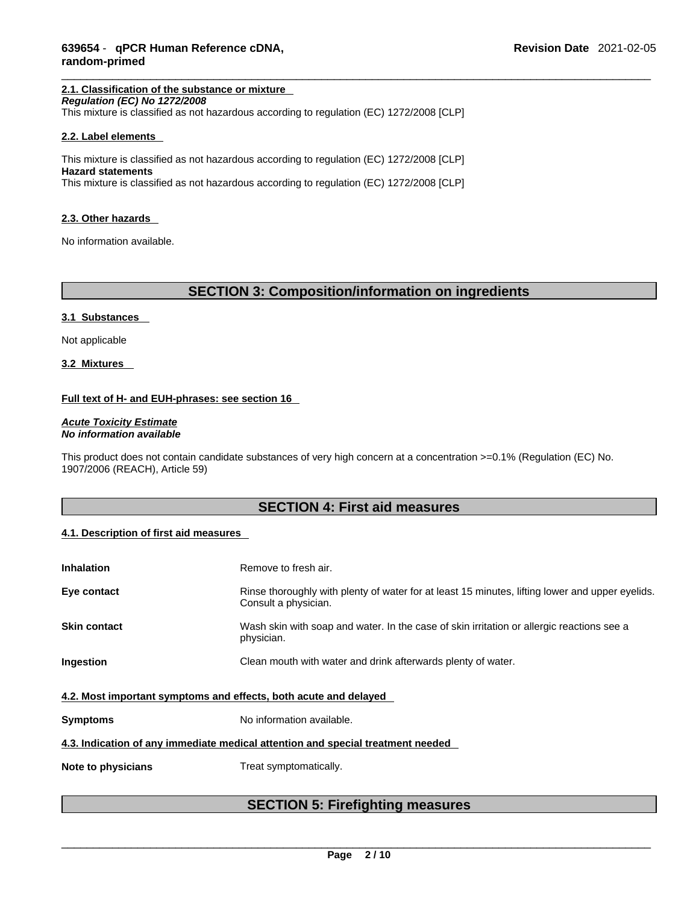#### 2.1. Classification of the substance or mixture

***Regulation (EC) No 1272/2008***

This mixture is classified as not hazardous according to regulation (EC) 1272/2008 [CLP]

#### 2.2. Label elements

This mixture is classified as not hazardous according to regulation (EC) 1272/2008 [CLP]

**Hazard statements**

This mixture is classified as not hazardous according to regulation (EC) 1272/2008 [CLP]

#### 2.3. Other hazards

No information available.

## SECTION 3: Composition/information on ingredients

#### 3.1 Substances

Not applicable

#### 3.2 Mixtures

**Full text of H- and EUH-phrases: see section 16**

***Acute Toxicity Estimate***
***No information available***

This product does not contain candidate substances of very high concern at a concentration >=0.1% (Regulation (EC) No. 1907/2006 (REACH), Article 59)

## SECTION 4: First aid measures

#### 4.1. Description of first aid measures

| | |
|---|---|
| **Inhalation** | Remove to fresh air. |
| **Eye contact** | Rinse thoroughly with plenty of water for at least 15 minutes, lifting lower and upper eyelids. Consult a physician. |
| **Skin contact** | Wash skin with soap and water. In the case of skin irritation or allergic reactions see a physician. |
| **Ingestion** | Clean mouth with water and drink afterwards plenty of water. |

#### 4.2. Most important symptoms and effects, both acute and delayed

| | |
|---|---|
| **Symptoms** | No information available. |

#### 4.3. Indication of any immediate medical attention and special treatment needed

| | |
|---|---|
| **Note to physicians** | Treat symptomatically. |

## SECTION 5: Firefighting measures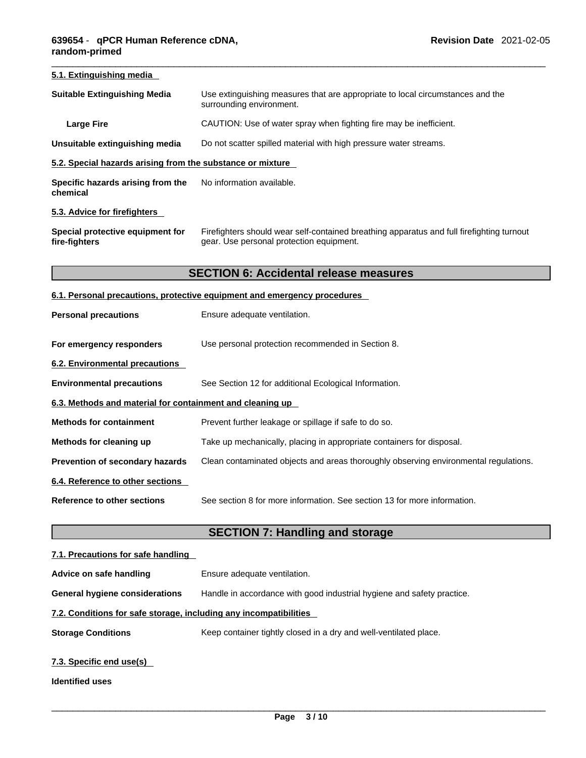#### 5.1. Extinguishing media

**Suitable Extinguishing Media** Use extinguishing measures that are appropriate to local circumstances and the surrounding environment.

**Large Fire** CAUTION: Use of water spray when fighting fire may be inefficient.

**Unsuitable extinguishing media** Do not scatter spilled material with high pressure water streams.

#### 5.2. Special hazards arising from the substance or mixture

**Specific hazards arising from the chemical** No information available.

#### 5.3. Advice for firefighters

**Special protective equipment for fire-fighters** Firefighters should wear self-contained breathing apparatus and full firefighting turnout gear. Use personal protection equipment.

## SECTION 6: Accidental release measures

#### 6.1. Personal precautions, protective equipment and emergency procedures

**Personal precautions** Ensure adequate ventilation.

**For emergency responders** Use personal protection recommended in Section 8.

#### 6.2. Environmental precautions

**Environmental precautions** See Section 12 for additional Ecological Information.

#### 6.3. Methods and material for containment and cleaning up

**Methods for containment** Prevent further leakage or spillage if safe to do so.

**Methods for cleaning up** Take up mechanically, placing in appropriate containers for disposal.

**Prevention of secondary hazards** Clean contaminated objects and areas thoroughly observing environmental regulations.

#### 6.4. Reference to other sections

**Reference to other sections** See section 8 for more information. See section 13 for more information.

## SECTION 7: Handling and storage

#### 7.1. Precautions for safe handling

**Advice on safe handling** Ensure adequate ventilation.

**General hygiene considerations** Handle in accordance with good industrial hygiene and safety practice.

#### 7.2. Conditions for safe storage, including any incompatibilities

**Storage Conditions** Keep container tightly closed in a dry and well-ventilated place.

#### 7.3. Specific end use(s)

**Identified uses**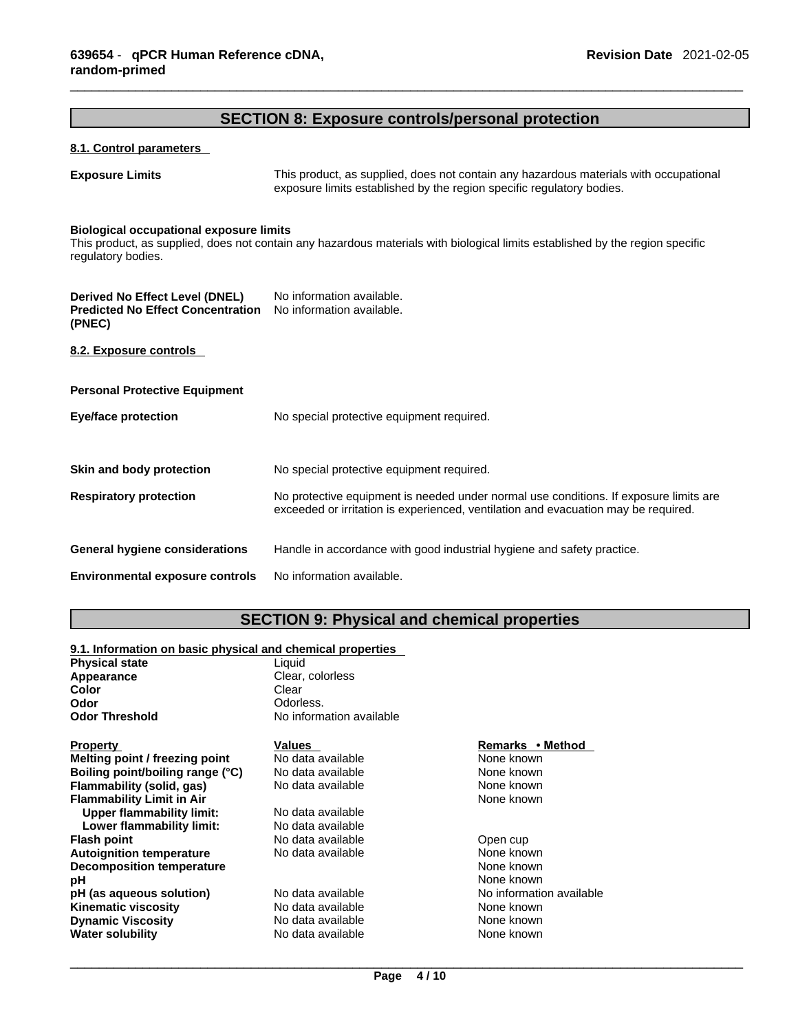## SECTION 8: Exposure controls/personal protection

### 8.1. Control parameters

**Exposure Limits** This product, as supplied, does not contain any hazardous materials with occupational exposure limits established by the region specific regulatory bodies.

**Biological occupational exposure limits**
This product, as supplied, does not contain any hazardous materials with biological limits established by the region specific regulatory bodies.

**Derived No Effect Level (DNEL)** No information available.
**Predicted No Effect Concentration (PNEC)** No information available.

### 8.2. Exposure controls

**Personal Protective Equipment**

**Eye/face protection** No special protective equipment required.

**Skin and body protection** No special protective equipment required.

**Respiratory protection** No protective equipment is needed under normal use conditions. If exposure limits are exceeded or irritation is experienced, ventilation and evacuation may be required.

**General hygiene considerations** Handle in accordance with good industrial hygiene and safety practice.

**Environmental exposure controls** No information available.

## SECTION 9: Physical and chemical properties

### 9.1. Information on basic physical and chemical properties

**Physical state** Liquid
**Appearance** Clear, colorless
**Color** Clear
**Odor** Odorless.
**Odor Threshold** No information available

| Property | Values | Remarks • Method |
|---|---|---|
| **Melting point / freezing point** | No data available | None known |
| **Boiling point/boiling range (°C)** | No data available | None known |
| **Flammability (solid, gas)** | No data available | None known |
| **Flammability Limit in Air** | | None known |
| **Upper flammability limit:** | No data available | |
| **Lower flammability limit:** | No data available | |
| **Flash point** | No data available | Open cup |
| **Autoignition temperature** | No data available | None known |
| **Decomposition temperature** | | None known |
| **pH** | | None known |
| **pH (as aqueous solution)** | No data available | No information available |
| **Kinematic viscosity** | No data available | None known |
| **Dynamic Viscosity** | No data available | None known |
| **Water solubility** | No data available | None known |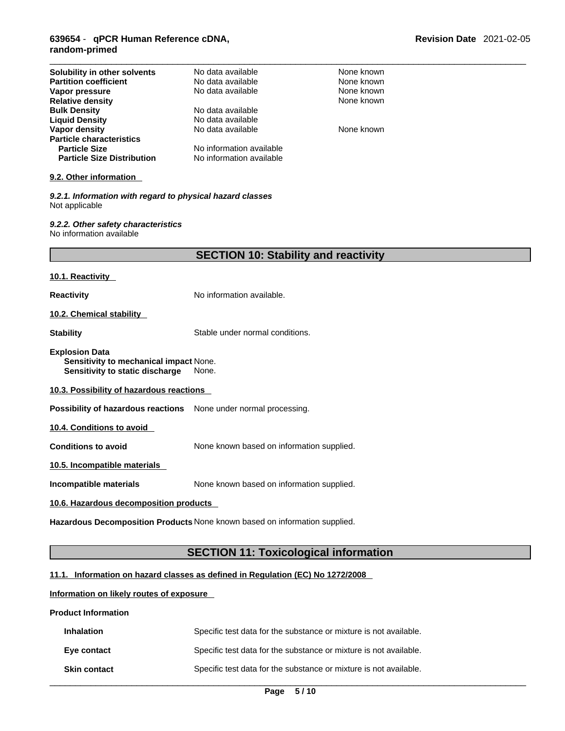| | | |
|---|---|---|
| **Solubility in other solvents** | No data available | None known |
| **Partition coefficient** | No data available | None known |
| **Vapor pressure** | No data available | None known |
| **Relative density** | | None known |
| **Bulk Density** | No data available | |
| **Liquid Density** | No data available | |
| **Vapor density** | No data available | None known |
| **Particle characteristics** | | |
| **Particle Size** | No information available | |
| **Particle Size Distribution** | No information available | |

**9.2. Other information**

***9.2.1. Information with regard to physical hazard classes***
Not applicable

***9.2.2. Other safety characteristics***
No information available

## SECTION 10: Stability and reactivity

**10.1. Reactivity**

**Reactivity** No information available.

**10.2. Chemical stability**

**Stability** Stable under normal conditions.

**Explosion Data**
**Sensitivity to mechanical impact** None.
**Sensitivity to static discharge** None.

**10.3. Possibility of hazardous reactions**

**Possibility of hazardous reactions** None under normal processing.

**10.4. Conditions to avoid**

**Conditions to avoid** None known based on information supplied.

**10.5. Incompatible materials**

**Incompatible materials** None known based on information supplied.

**10.6. Hazardous decomposition products**

**Hazardous Decomposition Products** None known based on information supplied.

## SECTION 11: Toxicological information

**11.1. Information on hazard classes as defined in Regulation (EC) No 1272/2008**

**Information on likely routes of exposure**

**Product Information**

**Inhalation** Specific test data for the substance or mixture is not available.

**Eye contact** Specific test data for the substance or mixture is not available.

**Skin contact** Specific test data for the substance or mixture is not available.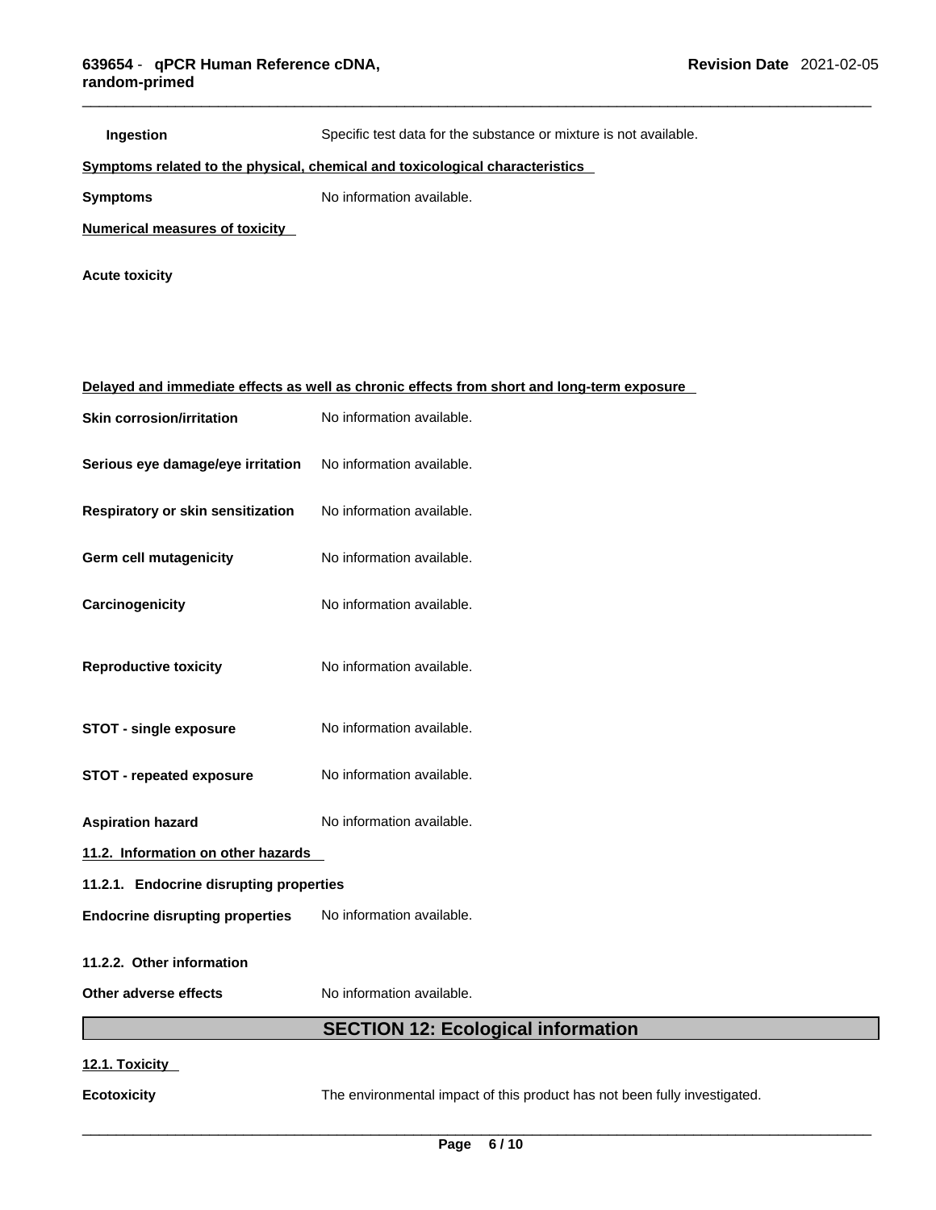**Ingestion** Specific test data for the substance or mixture is not available.

**Symptoms related to the physical, chemical and toxicological characteristics**

**Symptoms** No information available.

**Numerical measures of toxicity**

**Acute toxicity**

**Delayed and immediate effects as well as chronic effects from short and long-term exposure**

**Skin corrosion/irritation** No information available.

**Serious eye damage/eye irritation** No information available.

**Respiratory or skin sensitization** No information available.

**Germ cell mutagenicity** No information available.

**Carcinogenicity** No information available.

**Reproductive toxicity** No information available.

**STOT - single exposure** No information available.

**STOT - repeated exposure** No information available.

**Aspiration hazard** No information available.

**11.2. Information on other hazards**

**11.2.1. Endocrine disrupting properties**

**Endocrine disrupting properties** No information available.

**11.2.2. Other information**

**Other adverse effects** No information available.

## SECTION 12: Ecological information

**12.1. Toxicity**

**Ecotoxicity** The environmental impact of this product has not been fully investigated.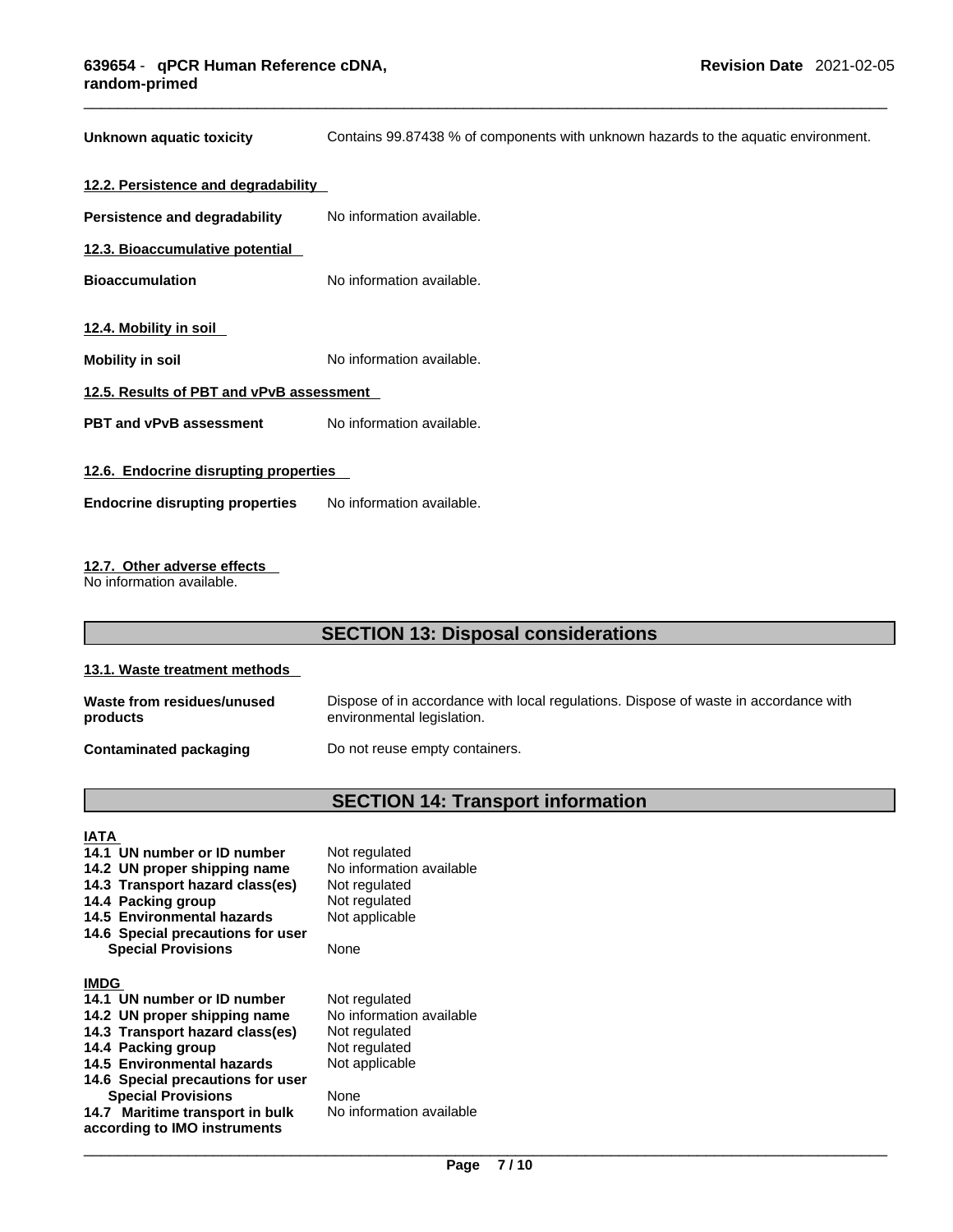**Unknown aquatic toxicity** Contains 99.87438 % of components with unknown hazards to the aquatic environment.

### 12.2. Persistence and degradability

**Persistence and degradability** No information available.

### 12.3. Bioaccumulative potential

**Bioaccumulation** No information available.

### 12.4. Mobility in soil

**Mobility in soil** No information available.

### 12.5. Results of PBT and vPvB assessment

**PBT and vPvB assessment** No information available.

### 12.6. Endocrine disrupting properties

**Endocrine disrupting properties** No information available.

### 12.7. Other adverse effects

No information available.

## SECTION 13: Disposal considerations

### 13.1. Waste treatment methods

**Waste from residues/unused products** Dispose of in accordance with local regulations. Dispose of waste in accordance with environmental legislation.

**Contaminated packaging** Do not reuse empty containers.

## SECTION 14: Transport information

### IATA

| | |
|---|---|
| **14.1 UN number or ID number** | Not regulated |
| **14.2 UN proper shipping name** | No information available |
| **14.3 Transport hazard class(es)** | Not regulated |
| **14.4 Packing group** | Not regulated |
| **14.5 Environmental hazards** | Not applicable |
| **14.6 Special precautions for user** | |
| **Special Provisions** | None |

### IMDG

| | |
|---|---|
| **14.1 UN number or ID number** | Not regulated |
| **14.2 UN proper shipping name** | No information available |
| **14.3 Transport hazard class(es)** | Not regulated |
| **14.4 Packing group** | Not regulated |
| **14.5 Environmental hazards** | Not applicable |
| **14.6 Special precautions for user** | |
| **Special Provisions** | None |
| **14.7 Maritime transport in bulk according to IMO instruments** | No information available |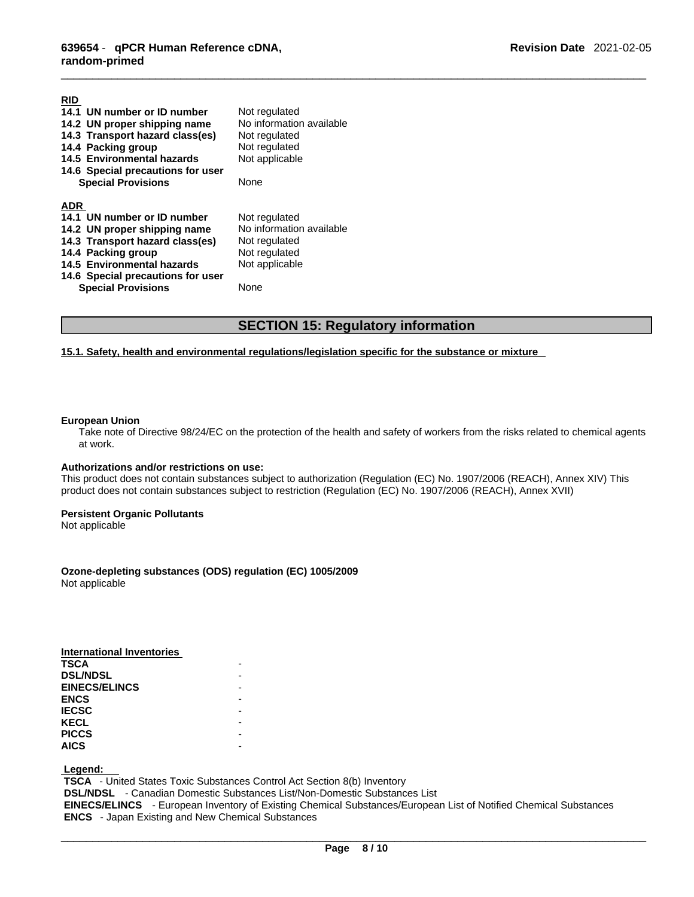**RID**

| | |
|---|---|
| **14.1 UN number or ID number** | Not regulated |
| **14.2 UN proper shipping name** | No information available |
| **14.3 Transport hazard class(es)** | Not regulated |
| **14.4 Packing group** | Not regulated |
| **14.5 Environmental hazards** | Not applicable |
| **14.6 Special precautions for user** | |
| **Special Provisions** | None |

**ADR**

| | |
|---|---|
| **14.1 UN number or ID number** | Not regulated |
| **14.2 UN proper shipping name** | No information available |
| **14.3 Transport hazard class(es)** | Not regulated |
| **14.4 Packing group** | Not regulated |
| **14.5 Environmental hazards** | Not applicable |
| **14.6 Special precautions for user** | |
| **Special Provisions** | None |

## SECTION 15: Regulatory information

**15.1. Safety, health and environmental regulations/legislation specific for the substance or mixture**

**European Union**

Take note of Directive 98/24/EC on the protection of the health and safety of workers from the risks related to chemical agents at work.

**Authorizations and/or restrictions on use:**

This product does not contain substances subject to authorization (Regulation (EC) No. 1907/2006 (REACH), Annex XIV) This product does not contain substances subject to restriction (Regulation (EC) No. 1907/2006 (REACH), Annex XVII)

**Persistent Organic Pollutants**

Not applicable

**Ozone-depleting substances (ODS) regulation (EC) 1005/2009**

Not applicable

**International Inventories**

| | |
|---|---|
| **TSCA** | - |
| **DSL/NDSL** | - |
| **EINECS/ELINCS** | - |
| **ENCS** | - |
| **IECSC** | - |
| **KECL** | - |
| **PICCS** | - |
| **AICS** | - |

**Legend:**

**TSCA** - United States Toxic Substances Control Act Section 8(b) Inventory
**DSL/NDSL** - Canadian Domestic Substances List/Non-Domestic Substances List
**EINECS/ELINCS** - European Inventory of Existing Chemical Substances/European List of Notified Chemical Substances
**ENCS** - Japan Existing and New Chemical Substances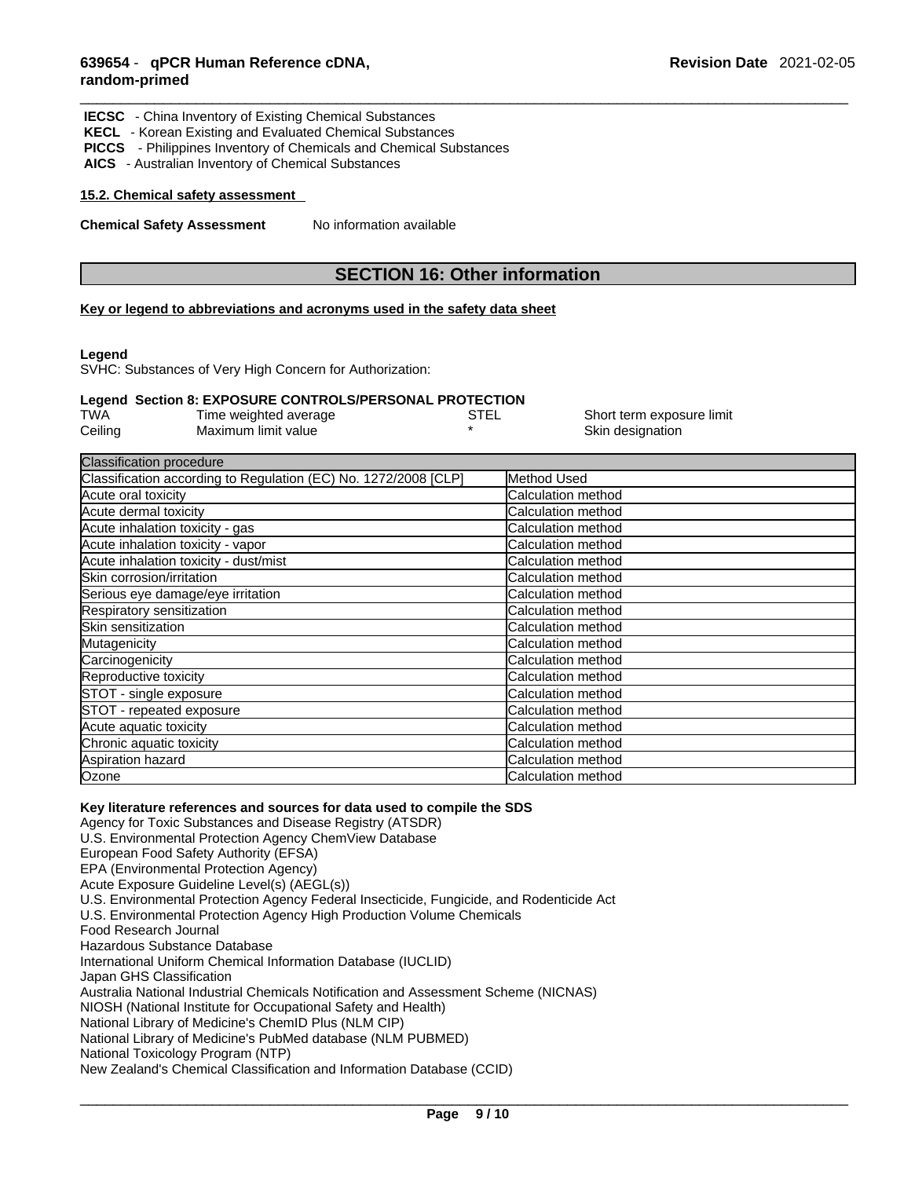**IECSC** - China Inventory of Existing Chemical Substances
**KECL** - Korean Existing and Evaluated Chemical Substances
**PICCS** - Philippines Inventory of Chemicals and Chemical Substances
**AICS** - Australian Inventory of Chemical Substances

### 15.2. Chemical safety assessment

**Chemical Safety Assessment** No information available

## SECTION 16: Other information

### Key or legend to abbreviations and acronyms used in the safety data sheet

**Legend**
SVHC: Substances of Very High Concern for Authorization:

**Legend Section 8: EXPOSURE CONTROLS/PERSONAL PROTECTION**

| | | | |
|---|---|---|---|
| TWA | Time weighted average | STEL | Short term exposure limit |
| Ceiling | Maximum limit value | * | Skin designation |

| Classification procedure | |
|---|---|
| Classification according to Regulation (EC) No. 1272/2008 [CLP] | Method Used |
| Acute oral toxicity | Calculation method |
| Acute dermal toxicity | Calculation method |
| Acute inhalation toxicity - gas | Calculation method |
| Acute inhalation toxicity - vapor | Calculation method |
| Acute inhalation toxicity - dust/mist | Calculation method |
| Skin corrosion/irritation | Calculation method |
| Serious eye damage/eye irritation | Calculation method |
| Respiratory sensitization | Calculation method |
| Skin sensitization | Calculation method |
| Mutagenicity | Calculation method |
| Carcinogenicity | Calculation method |
| Reproductive toxicity | Calculation method |
| STOT - single exposure | Calculation method |
| STOT - repeated exposure | Calculation method |
| Acute aquatic toxicity | Calculation method |
| Chronic aquatic toxicity | Calculation method |
| Aspiration hazard | Calculation method |
| Ozone | Calculation method |

**Key literature references and sources for data used to compile the SDS**
Agency for Toxic Substances and Disease Registry (ATSDR)
U.S. Environmental Protection Agency ChemView Database
European Food Safety Authority (EFSA)
EPA (Environmental Protection Agency)
Acute Exposure Guideline Level(s) (AEGL(s))
U.S. Environmental Protection Agency Federal Insecticide, Fungicide, and Rodenticide Act
U.S. Environmental Protection Agency High Production Volume Chemicals
Food Research Journal
Hazardous Substance Database
International Uniform Chemical Information Database (IUCLID)
Japan GHS Classification
Australia National Industrial Chemicals Notification and Assessment Scheme (NICNAS)
NIOSH (National Institute for Occupational Safety and Health)
National Library of Medicine's ChemID Plus (NLM CIP)
National Library of Medicine's PubMed database (NLM PUBMED)
National Toxicology Program (NTP)
New Zealand's Chemical Classification and Information Database (CCID)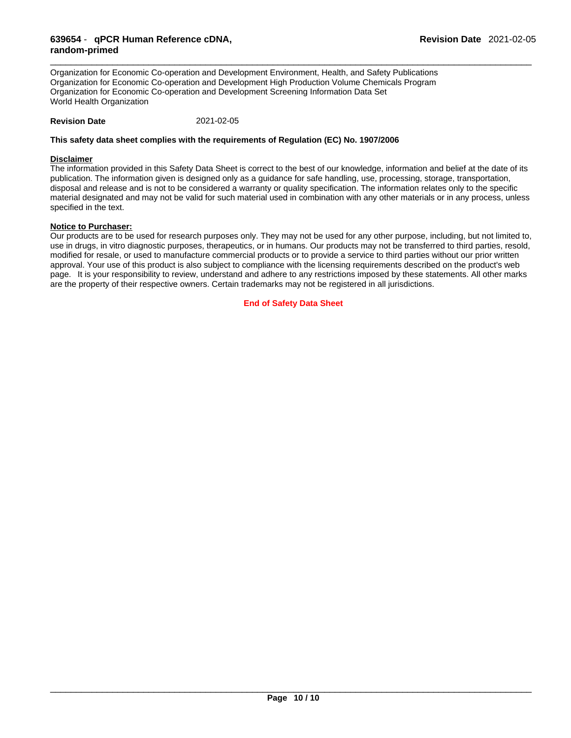Organization for Economic Co-operation and Development Environment, Health, and Safety Publications
Organization for Economic Co-operation and Development High Production Volume Chemicals Program
Organization for Economic Co-operation and Development Screening Information Data Set
World Health Organization

**Revision Date** 2021-02-05

**This safety data sheet complies with the requirements of Regulation (EC) No. 1907/2006**

**Disclaimer**

The information provided in this Safety Data Sheet is correct to the best of our knowledge, information and belief at the date of its publication. The information given is designed only as a guidance for safe handling, use, processing, storage, transportation, disposal and release and is not to be considered a warranty or quality specification. The information relates only to the specific material designated and may not be valid for such material used in combination with any other materials or in any process, unless specified in the text.

**Notice to Purchaser:**

Our products are to be used for research purposes only. They may not be used for any other purpose, including, but not limited to, use in drugs, in vitro diagnostic purposes, therapeutics, or in humans. Our products may not be transferred to third parties, resold, modified for resale, or used to manufacture commercial products or to provide a service to third parties without our prior written approval. Your use of this product is also subject to compliance with the licensing requirements described on the product's web page. It is your responsibility to review, understand and adhere to any restrictions imposed by these statements. All other marks are the property of their respective owners. Certain trademarks may not be registered in all jurisdictions.

**End of Safety Data Sheet**